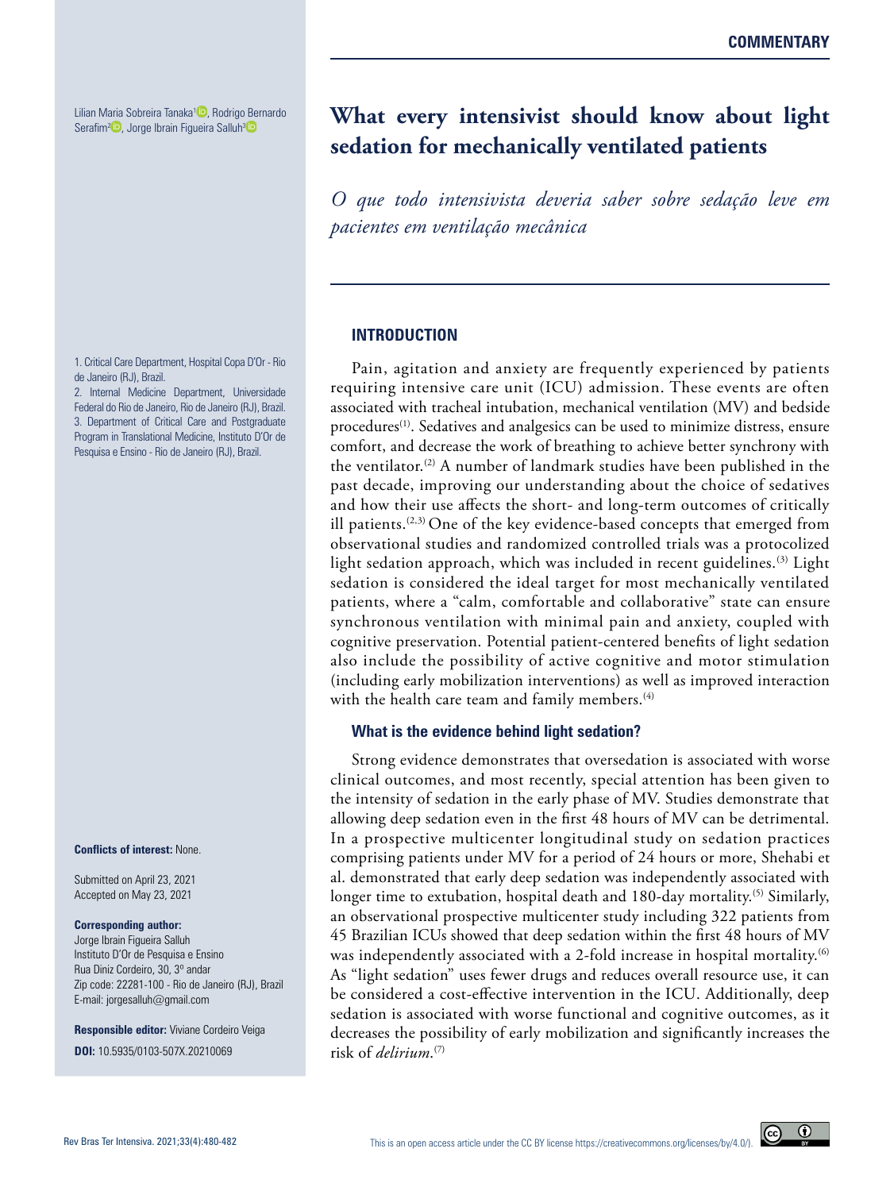COMMENTARY

# What every intensivist should know about light sedation for mechanically ventilated patients

*O que todo intensivista deveria saber sobre sedação leve em pacientes em ventilação mecânica*

Lilian Maria Sobreira Tanaka[1], Rodrigo Bernardo Serafim[2], Jorge Ibrain Figueira Salluh[3]

1. Critical Care Department, Hospital Copa D'Or - Rio de Janeiro (RJ), Brazil.
2. Internal Medicine Department, Universidade Federal do Rio de Janeiro, Rio de Janeiro (RJ), Brazil.
3. Department of Critical Care and Postgraduate Program in Translational Medicine, Instituto D'Or de Pesquisa e Ensino - Rio de Janeiro (RJ), Brazil.

**Conflicts of interest:** None.

Submitted on April 23, 2021
Accepted on May 23, 2021

**Corresponding author:**
Jorge Ibrain Figueira Salluh
Instituto D'Or de Pesquisa e Ensino
Rua Diniz Cordeiro, 30, 3º andar
Zip code: 22281-100 - Rio de Janeiro (RJ), Brazil
E-mail: jorgesalluh@gmail.com

**Responsible editor:** Viviane Cordeiro Veiga

**DOI:** 10.5935/0103-507X.20210069

## INTRODUCTION

Pain, agitation and anxiety are frequently experienced by patients requiring intensive care unit (ICU) admission. These events are often associated with tracheal intubation, mechanical ventilation (MV) and bedside procedures[1]. Sedatives and analgesics can be used to minimize distress, ensure comfort, and decrease the work of breathing to achieve better synchrony with the ventilator.[2] A number of landmark studies have been published in the past decade, improving our understanding about the choice of sedatives and how their use affects the short- and long-term outcomes of critically ill patients.[2,3] One of the key evidence-based concepts that emerged from observational studies and randomized controlled trials was a protocolized light sedation approach, which was included in recent guidelines.[3] Light sedation is considered the ideal target for most mechanically ventilated patients, where a "calm, comfortable and collaborative" state can ensure synchronous ventilation with minimal pain and anxiety, coupled with cognitive preservation. Potential patient-centered benefits of light sedation also include the possibility of active cognitive and motor stimulation (including early mobilization interventions) as well as improved interaction with the health care team and family members.[4]

### What is the evidence behind light sedation?

Strong evidence demonstrates that oversedation is associated with worse clinical outcomes, and most recently, special attention has been given to the intensity of sedation in the early phase of MV. Studies demonstrate that allowing deep sedation even in the first 48 hours of MV can be detrimental. In a prospective multicenter longitudinal study on sedation practices comprising patients under MV for a period of 24 hours or more, Shehabi et al. demonstrated that early deep sedation was independently associated with longer time to extubation, hospital death and 180-day mortality.[5] Similarly, an observational prospective multicenter study including 322 patients from 45 Brazilian ICUs showed that deep sedation within the first 48 hours of MV was independently associated with a 2-fold increase in hospital mortality.[6] As "light sedation" uses fewer drugs and reduces overall resource use, it can be considered a cost-effective intervention in the ICU. Additionally, deep sedation is associated with worse functional and cognitive outcomes, as it decreases the possibility of early mobilization and significantly increases the risk of *delirium*.[7]

This is an open access article under the CC BY license https://creativecommons.org/licenses/by/4.0/.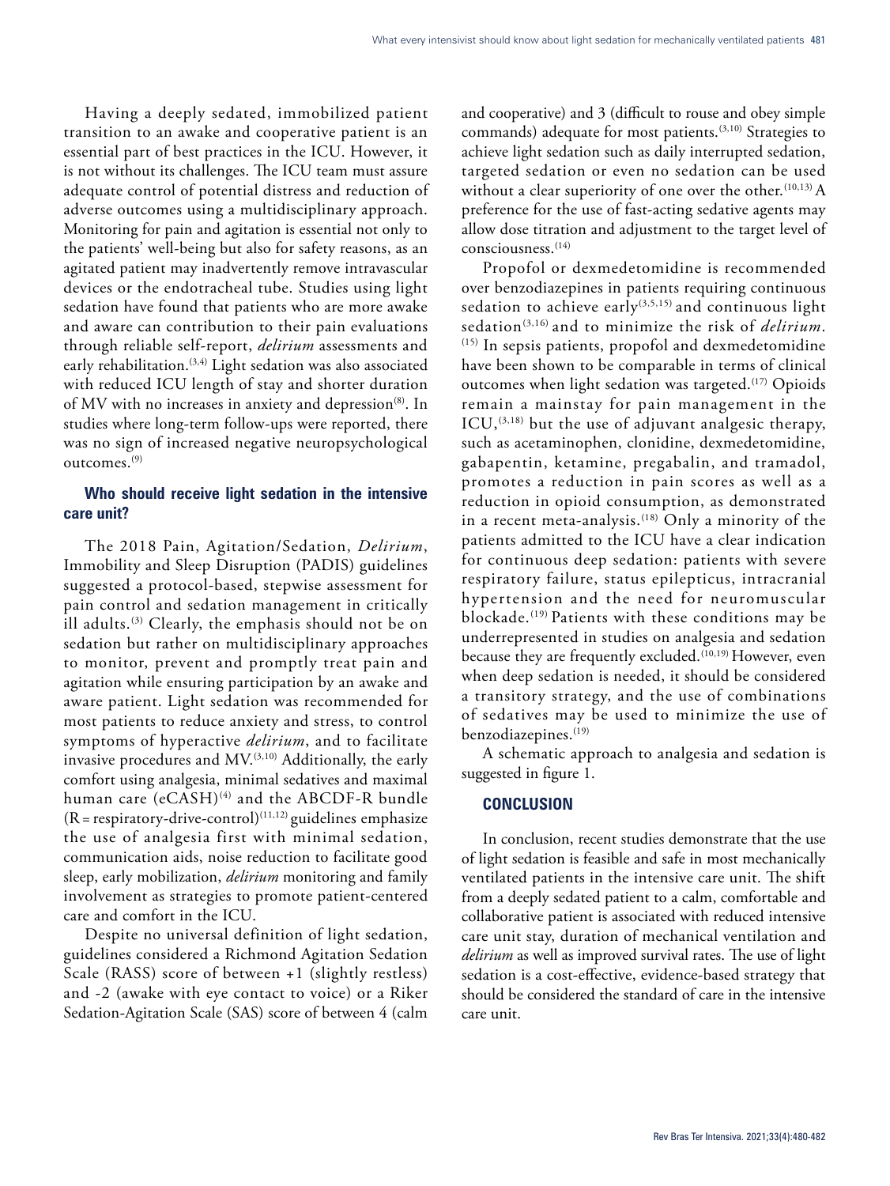Having a deeply sedated, immobilized patient transition to an awake and cooperative patient is an essential part of best practices in the ICU. However, it is not without its challenges. The ICU team must assure adequate control of potential distress and reduction of adverse outcomes using a multidisciplinary approach. Monitoring for pain and agitation is essential not only to the patients' well-being but also for safety reasons, as an agitated patient may inadvertently remove intravascular devices or the endotracheal tube. Studies using light sedation have found that patients who are more awake and aware can contribution to their pain evaluations through reliable self-report, *delirium* assessments and early rehabilitation.[3,4] Light sedation was also associated with reduced ICU length of stay and shorter duration of MV with no increases in anxiety and depression[8]. In studies where long-term follow-ups were reported, there was no sign of increased negative neuropsychological outcomes.[9]

### Who should receive light sedation in the intensive care unit?

The 2018 Pain, Agitation/Sedation, *Delirium*, Immobility and Sleep Disruption (PADIS) guidelines suggested a protocol-based, stepwise assessment for pain control and sedation management in critically ill adults.[3] Clearly, the emphasis should not be on sedation but rather on multidisciplinary approaches to monitor, prevent and promptly treat pain and agitation while ensuring participation by an awake and aware patient. Light sedation was recommended for most patients to reduce anxiety and stress, to control symptoms of hyperactive *delirium*, and to facilitate invasive procedures and MV.[3,10] Additionally, the early comfort using analgesia, minimal sedatives and maximal human care (eCASH)[4] and the ABCDF-R bundle (R = respiratory-drive-control)[11,12] guidelines emphasize the use of analgesia first with minimal sedation, communication aids, noise reduction to facilitate good sleep, early mobilization, *delirium* monitoring and family involvement as strategies to promote patient-centered care and comfort in the ICU.

Despite no universal definition of light sedation, guidelines considered a Richmond Agitation Sedation Scale (RASS) score of between +1 (slightly restless) and -2 (awake with eye contact to voice) or a Riker Sedation-Agitation Scale (SAS) score of between 4 (calm and cooperative) and 3 (difficult to rouse and obey simple commands) adequate for most patients.[3,10] Strategies to achieve light sedation such as daily interrupted sedation, targeted sedation or even no sedation can be used without a clear superiority of one over the other.[10,13] A preference for the use of fast-acting sedative agents may allow dose titration and adjustment to the target level of consciousness.[14]

Propofol or dexmedetomidine is recommended over benzodiazepines in patients requiring continuous sedation to achieve early[3,5,15] and continuous light sedation[3,16] and to minimize the risk of *delirium*.[15] In sepsis patients, propofol and dexmedetomidine have been shown to be comparable in terms of clinical outcomes when light sedation was targeted.[17] Opioids remain a mainstay for pain management in the ICU,[3,18] but the use of adjuvant analgesic therapy, such as acetaminophen, clonidine, dexmedetomidine, gabapentin, ketamine, pregabalin, and tramadol, promotes a reduction in pain scores as well as a reduction in opioid consumption, as demonstrated in a recent meta-analysis.[18] Only a minority of the patients admitted to the ICU have a clear indication for continuous deep sedation: patients with severe respiratory failure, status epilepticus, intracranial hypertension and the need for neuromuscular blockade.[19] Patients with these conditions may be underrepresented in studies on analgesia and sedation because they are frequently excluded.[10,19] However, even when deep sedation is needed, it should be considered a transitory strategy, and the use of combinations of sedatives may be used to minimize the use of benzodiazepines.[19]

A schematic approach to analgesia and sedation is suggested in figure 1.

## CONCLUSION

In conclusion, recent studies demonstrate that the use of light sedation is feasible and safe in most mechanically ventilated patients in the intensive care unit. The shift from a deeply sedated patient to a calm, comfortable and collaborative patient is associated with reduced intensive care unit stay, duration of mechanical ventilation and *delirium* as well as improved survival rates. The use of light sedation is a cost-effective, evidence-based strategy that should be considered the standard of care in the intensive care unit.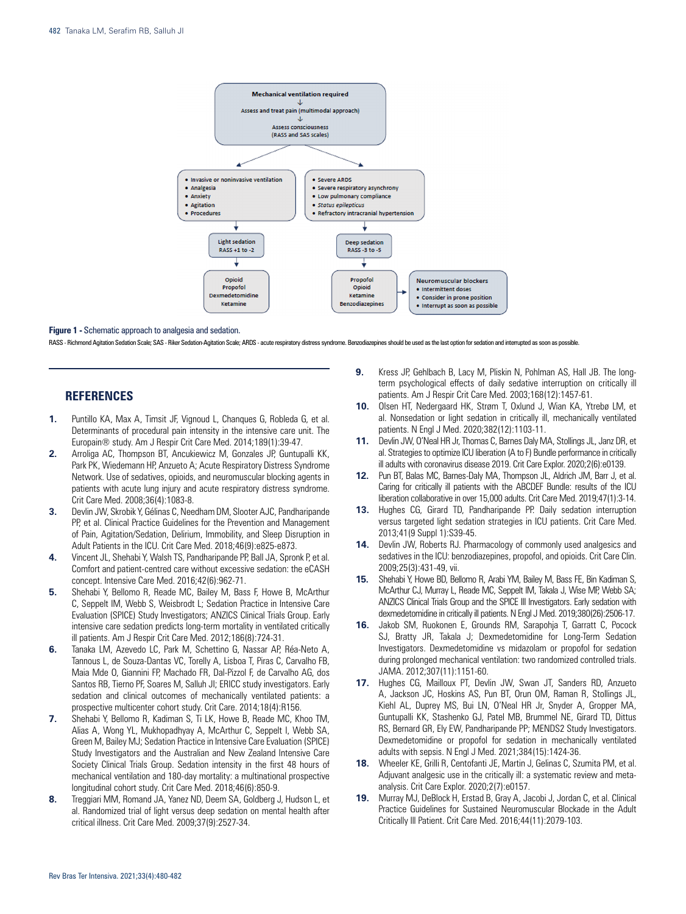Mechanical ventilation required

Assess and treat pain (multimodal approach)

Assess consciousness (RASS and SAS scales)

- Invasive or noninvasive ventilation
- Analgesia
- Anxiety
- Agitation
- Procedures

- Severe ARDS
- Severe respiratory asynchrony
- Low pulmonary compliance
- *Status epilepticus*
- Refractory intracranial hypertension

Light sedation
RASS +1 to -2

Deep sedation
RASS -3 to -5

Opioid
Propofol
Dexmedetomidine
Ketamine

Propofol
Opioid
Ketamine
Benzodiazepines

Neuromuscular blockers
- Intermittent doses
- Consider in prone position
- Interrupt as soon as possible

**Figure 1 -** Schematic approach to analgesia and sedation.

RASS - Richmond Agitation Sedation Scale; SAS - Riker Sedation-Agitation Scale; ARDS - acute respiratory distress syndrome. Benzodiazepines should be used as the last option for sedation and interrupted as soon as possible.

## REFERENCES

1. Puntillo KA, Max A, Timsit JF, Vignoud L, Chanques G, Robleda G, et al. Determinants of procedural pain intensity in the intensive care unit. The Europain® study. Am J Respir Crit Care Med. 2014;189(1):39-47.
2. Arroliga AC, Thompson BT, Ancukiewicz M, Gonzales JP, Guntupalli KK, Park PK, Wiedemann HP, Anzueto A; Acute Respiratory Distress Syndrome Network. Use of sedatives, opioids, and neuromuscular blocking agents in patients with acute lung injury and acute respiratory distress syndrome. Crit Care Med. 2008;36(4):1083-8.
3. Devlin JW, Skrobik Y, Gélinas C, Needham DM, Slooter AJC, Pandharipande PP, et al. Clinical Practice Guidelines for the Prevention and Management of Pain, Agitation/Sedation, Delirium, Immobility, and Sleep Disruption in Adult Patients in the ICU. Crit Care Med. 2018;46(9):e825-e873.
4. Vincent JL, Shehabi Y, Walsh TS, Pandharipande PP, Ball JA, Spronk P, et al. Comfort and patient-centred care without excessive sedation: the eCASH concept. Intensive Care Med. 2016;42(6):962-71.
5. Shehabi Y, Bellomo R, Reade MC, Bailey M, Bass F, Howe B, McArthur C, Seppelt IM, Webb S, Weisbrodt L; Sedation Practice in Intensive Care Evaluation (SPICE) Study Investigators; ANZICS Clinical Trials Group. Early intensive care sedation predicts long-term mortality in ventilated critically ill patients. Am J Respir Crit Care Med. 2012;186(8):724-31.
6. Tanaka LM, Azevedo LC, Park M, Schettino G, Nassar AP, Réa-Neto A, Tannous L, de Souza-Dantas VC, Torelly A, Lisboa T, Piras C, Carvalho FB, Maia Mde O, Giannini FP, Machado FR, Dal-Pizzol F, de Carvalho AG, dos Santos RB, Tierno PF, Soares M, Salluh JI; ERICC study investigators. Early sedation and clinical outcomes of mechanically ventilated patients: a prospective multicenter cohort study. Crit Care. 2014;18(4):R156.
7. Shehabi Y, Bellomo R, Kadiman S, Ti LK, Howe B, Reade MC, Khoo TM, Alias A, Wong YL, Mukhopadhyay A, McArthur C, Seppelt I, Webb SA, Green M, Bailey MJ; Sedation Practice in Intensive Care Evaluation (SPICE) Study Investigators and the Australian and New Zealand Intensive Care Society Clinical Trials Group. Sedation intensity in the first 48 hours of mechanical ventilation and 180-day mortality: a multinational prospective longitudinal cohort study. Crit Care Med. 2018;46(6):850-9.
8. Treggiari MM, Romand JA, Yanez ND, Deem SA, Goldberg J, Hudson L, et al. Randomized trial of light versus deep sedation on mental health after critical illness. Crit Care Med. 2009;37(9):2527-34.
9. Kress JP, Gehlbach B, Lacy M, Pliskin N, Pohlman AS, Hall JB. The long-term psychological effects of daily sedative interruption on critically ill patients. Am J Respir Crit Care Med. 2003;168(12):1457-61.
10. Olsen HT, Nedergaard HK, Strøm T, Oxlund J, Wian KA, Ytrebø LM, et al. Nonsedation or light sedation in critically ill, mechanically ventilated patients. N Engl J Med. 2020;382(12):1103-11.
11. Devlin JW, O'Neal HR Jr, Thomas C, Barnes Daly MA, Stollings JL, Janz DR, et al. Strategies to optimize ICU liberation (A to F) Bundle performance in critically ill adults with coronavirus disease 2019. Crit Care Explor. 2020;2(6):e0139.
12. Pun BT, Balas MC, Barnes-Daly MA, Thompson JL, Aldrich JM, Barr J, et al. Caring for critically ill patients with the ABCDEF Bundle: results of the ICU liberation collaborative in over 15,000 adults. Crit Care Med. 2019;47(1):3-14.
13. Hughes CG, Girard TD, Pandharipande PP. Daily sedation interruption versus targeted light sedation strategies in ICU patients. Crit Care Med. 2013;41(9 Suppl 1):S39-45.
14. Devlin JW, Roberts RJ. Pharmacology of commonly used analgesics and sedatives in the ICU: benzodiazepines, propofol, and opioids. Crit Care Clin. 2009;25(3):431-49, vii.
15. Shehabi Y, Howe BD, Bellomo R, Arabi YM, Bailey M, Bass FE, Bin Kadiman S, McArthur CJ, Murray L, Reade MC, Seppelt IM, Takala J, Wise MP, Webb SA; ANZICS Clinical Trials Group and the SPICE III Investigators. Early sedation with dexmedetomidine in critically ill patients. N Engl J Med. 2019;380(26):2506-17.
16. Jakob SM, Ruokonen E, Grounds RM, Sarapohja T, Garratt C, Pocock SJ, Bratty JR, Takala J; Dexmedetomidine for Long-Term Sedation Investigators. Dexmedetomidine vs midazolam or propofol for sedation during prolonged mechanical ventilation: two randomized controlled trials. JAMA. 2012;307(11):1151-60.
17. Hughes CG, Mailloux PT, Devlin JW, Swan JT, Sanders RD, Anzueto A, Jackson JC, Hoskins AS, Pun BT, Orun OM, Raman R, Stollings JL, Kiehl AL, Duprey MS, Bui LN, O'Neal HR Jr, Snyder A, Gropper MA, Guntupalli KK, Stashenko GJ, Patel MB, Brummel NE, Girard TD, Dittus RS, Bernard GR, Ely EW, Pandharipande PP; MENDS2 Study Investigators. Dexmedetomidine or propofol for sedation in mechanically ventilated adults with sepsis. N Engl J Med. 2021;384(15):1424-36.
18. Wheeler KE, Grilli R, Centofanti JE, Martin J, Gelinas C, Szumita PM, et al. Adjuvant analgesic use in the critically ill: a systematic review and meta-analysis. Crit Care Explor. 2020;2(7):e0157.
19. Murray MJ, DeBlock H, Erstad B, Gray A, Jacobi J, Jordan C, et al. Clinical Practice Guidelines for Sustained Neuromuscular Blockade in the Adult Critically Ill Patient. Crit Care Med. 2016;44(11):2079-103.